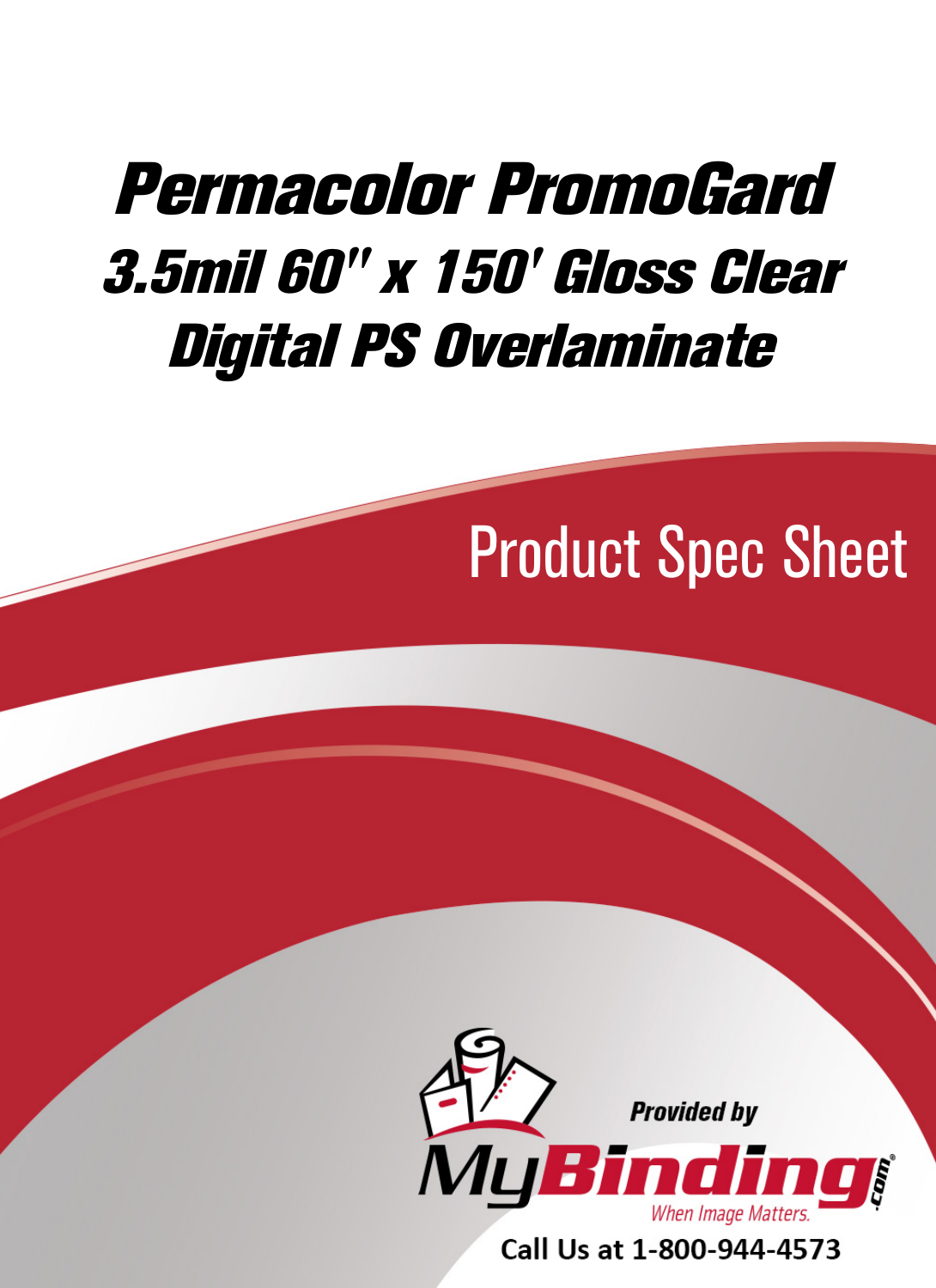# Permacolor PromoGard

## 3.5mil 60" x 150' Gloss Clear Digital PS Overlaminate

Product Spec Sheet

Provided by

MyBinding.com

When Image Matters.

Call Us at 1-800-944-4573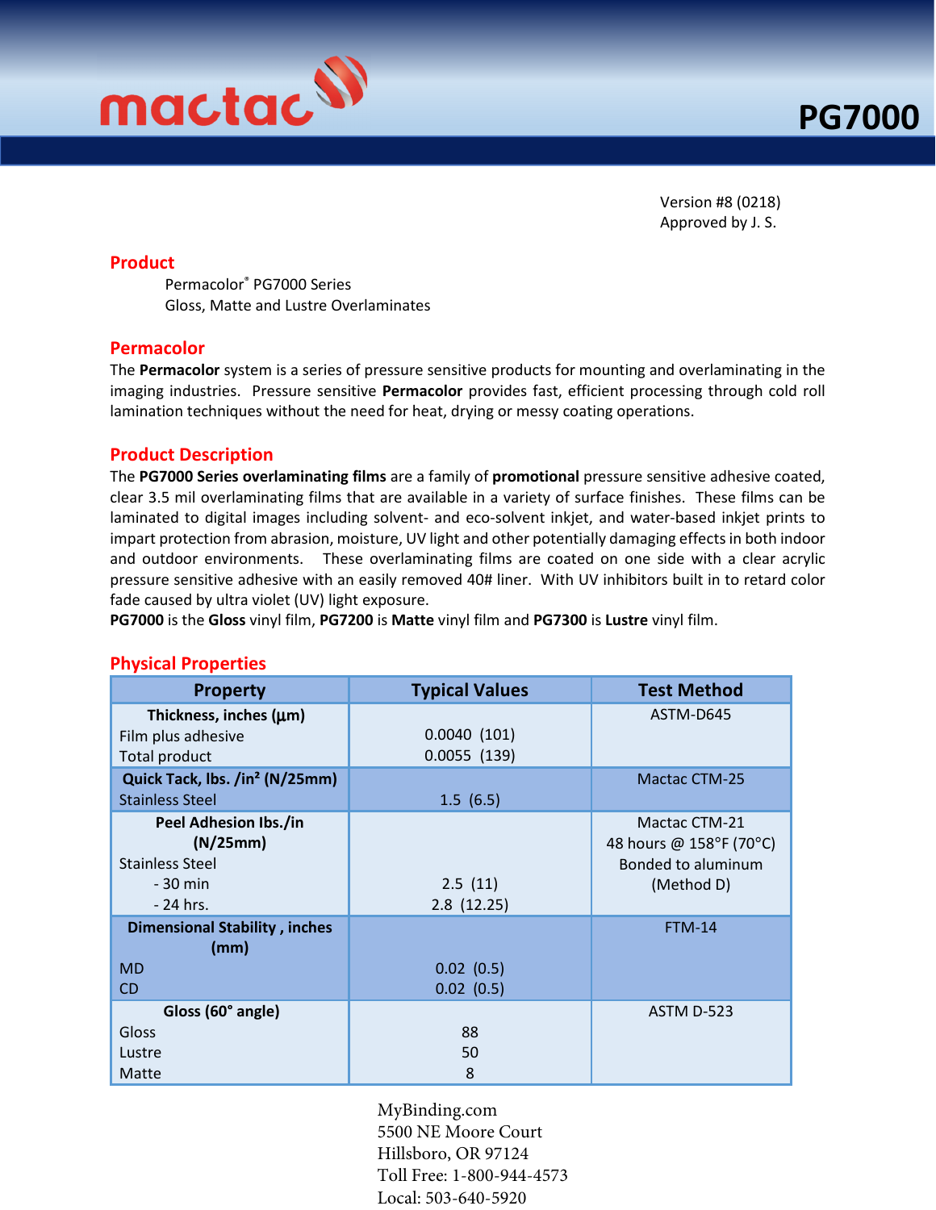# PG7000

Version #8 (0218)
Approved by J. S.

## Product

Permacolor® PG7000 Series
Gloss, Matte and Lustre Overlaminates

## Permacolor

The **Permacolor** system is a series of pressure sensitive products for mounting and overlaminating in the imaging industries. Pressure sensitive **Permacolor** provides fast, efficient processing through cold roll lamination techniques without the need for heat, drying or messy coating operations.

## Product Description

The **PG7000 Series overlaminating films** are a family of **promotional** pressure sensitive adhesive coated, clear 3.5 mil overlaminating films that are available in a variety of surface finishes. These films can be laminated to digital images including solvent- and eco-solvent inkjet, and water-based inkjet prints to impart protection from abrasion, moisture, UV light and other potentially damaging effects in both indoor and outdoor environments. These overlaminating films are coated on one side with a clear acrylic pressure sensitive adhesive with an easily removed 40# liner. With UV inhibitors built in to retard color fade caused by ultra violet (UV) light exposure.
**PG7000** is the **Gloss** vinyl film, **PG7200** is **Matte** vinyl film and **PG7300** is **Lustre** vinyl film.

## Physical Properties

| Property | Typical Values | Test Method |
|---|---|---|
| **Thickness, inches (µm)** | | ASTM-D645 |
| Film plus adhesive | 0.0040 (101) | |
| Total product | 0.0055 (139) | |
| **Quick Tack, lbs. /in² (N/25mm)** | | Mactac CTM-25 |
| Stainless Steel | 1.5 (6.5) | |
| **Peel Adhesion lbs./in (N/25mm)** | | Mactac CTM-21 48 hours @ 158°F (70°C) Bonded to aluminum (Method D) |
| Stainless Steel | | |
| - 30 min | 2.5 (11) | |
| - 24 hrs. | 2.8 (12.25) | |
| **Dimensional Stability , inches (mm)** | | FTM-14 |
| MD | 0.02 (0.5) | |
| CD | 0.02 (0.5) | |
| **Gloss (60° angle)** | | ASTM D-523 |
| Gloss | 88 | |
| Lustre | 50 | |
| Matte | 8 | |

MyBinding.com
5500 NE Moore Court
Hillsboro, OR 97124
Toll Free: 1-800-944-4573
Local: 503-640-5920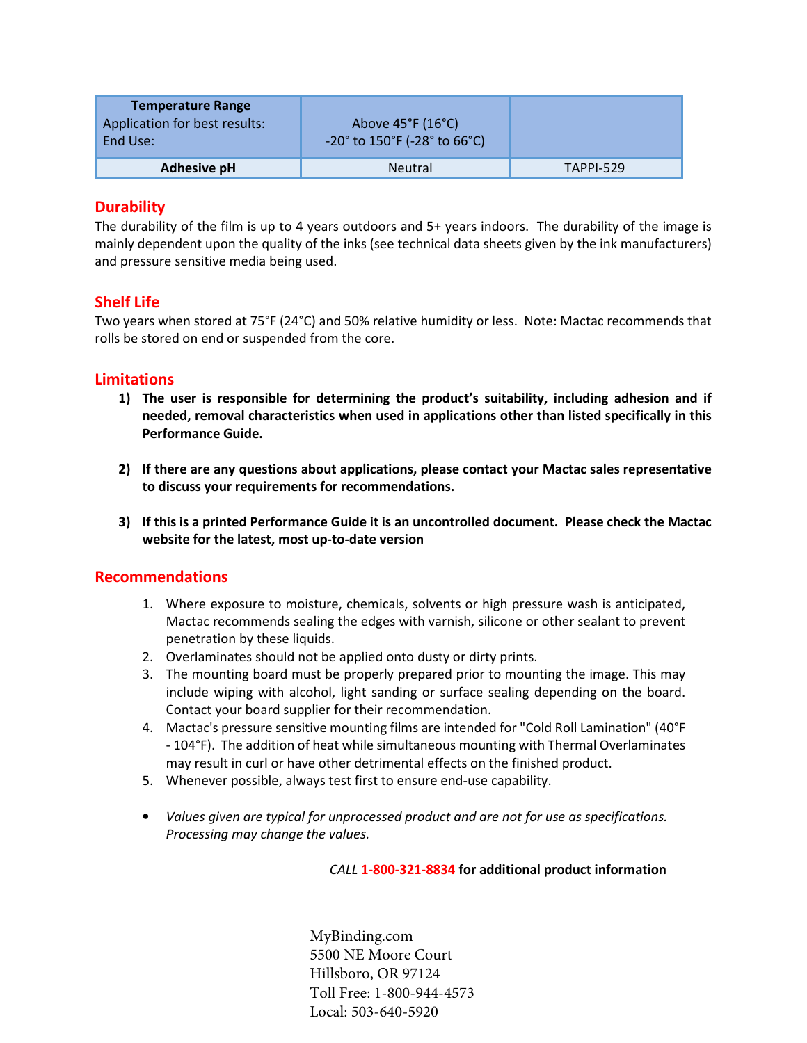| **Temperature Range**<br>Application for best results:<br>End Use: | Above 45°F (16°C)<br>-20° to 150°F (-28° to 66°C) | |
| --- | --- | --- |
| **Adhesive pH** | Neutral | TAPPI-529 |

## Durability

The durability of the film is up to 4 years outdoors and 5+ years indoors. The durability of the image is mainly dependent upon the quality of the inks (see technical data sheets given by the ink manufacturers) and pressure sensitive media being used.

## Shelf Life

Two years when stored at 75°F (24°C) and 50% relative humidity or less. Note: Mactac recommends that rolls be stored on end or suspended from the core.

## Limitations

1) **The user is responsible for determining the product's suitability, including adhesion and if needed, removal characteristics when used in applications other than listed specifically in this Performance Guide.**

2) **If there are any questions about applications, please contact your Mactac sales representative to discuss your requirements for recommendations.**

3) **If this is a printed Performance Guide it is an uncontrolled document. Please check the Mactac website for the latest, most up-to-date version**

## Recommendations

1. Where exposure to moisture, chemicals, solvents or high pressure wash is anticipated, Mactac recommends sealing the edges with varnish, silicone or other sealant to prevent penetration by these liquids.
2. Overlaminates should not be applied onto dusty or dirty prints.
3. The mounting board must be properly prepared prior to mounting the image. This may include wiping with alcohol, light sanding or surface sealing depending on the board. Contact your board supplier for their recommendation.
4. Mactac's pressure sensitive mounting films are intended for "Cold Roll Lamination" (40°F - 104°F). The addition of heat while simultaneous mounting with Thermal Overlaminates may result in curl or have other detrimental effects on the finished product.
5. Whenever possible, always test first to ensure end-use capability.

- *Values given are typical for unprocessed product and are not for use as specifications. Processing may change the values.*

*CALL* **1-800-321-8834 for additional product information**

MyBinding.com
5500 NE Moore Court
Hillsboro, OR 97124
Toll Free: 1-800-944-4573
Local: 503-640-5920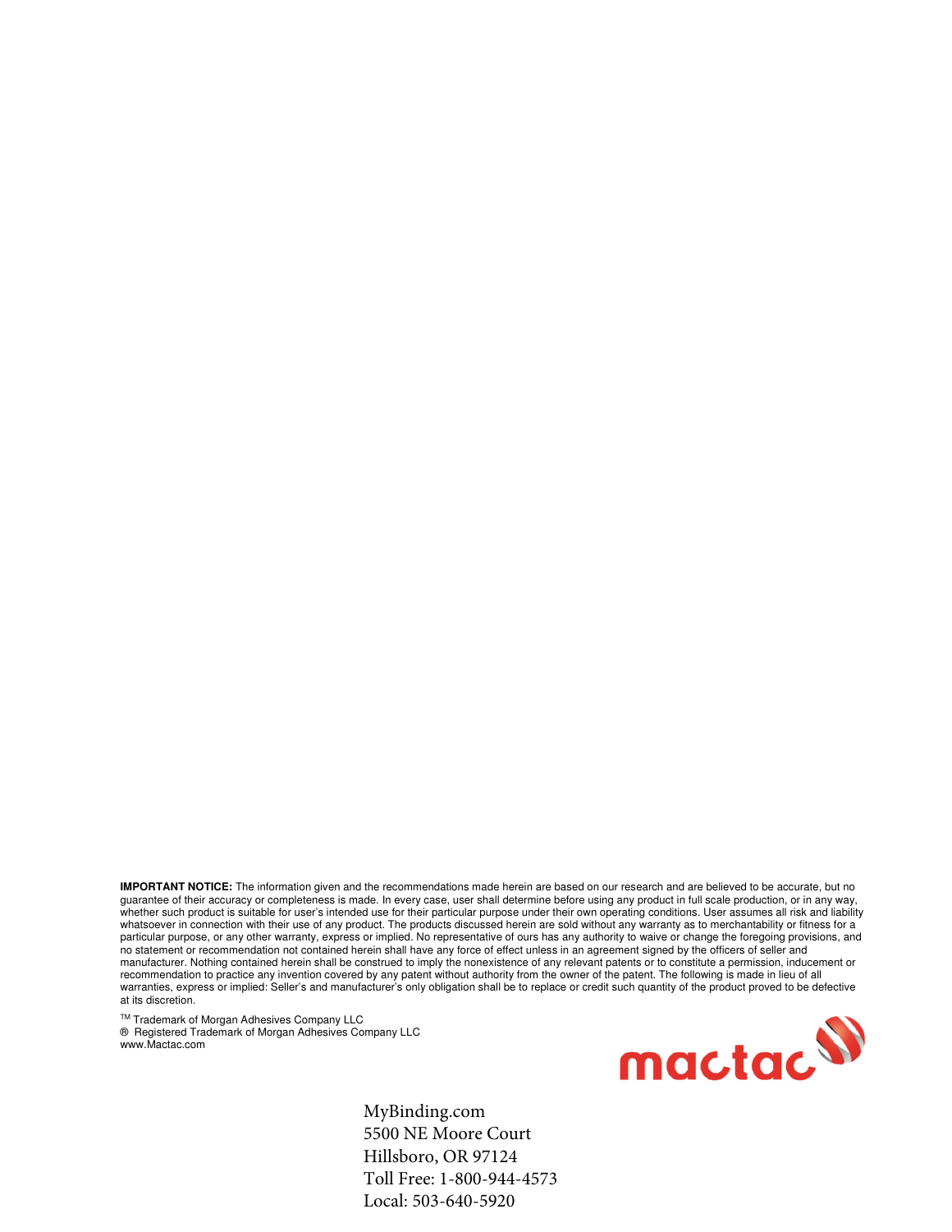**IMPORTANT NOTICE:** The information given and the recommendations made herein are based on our research and are believed to be accurate, but no guarantee of their accuracy or completeness is made. In every case, user shall determine before using any product in full scale production, or in any way, whether such product is suitable for user's intended use for their particular purpose under their own operating conditions. User assumes all risk and liability whatsoever in connection with their use of any product. The products discussed herein are sold without any warranty as to merchantability or fitness for a particular purpose, or any other warranty, express or implied. No representative of ours has any authority to waive or change the foregoing provisions, and no statement or recommendation not contained herein shall have any force of effect unless in an agreement signed by the officers of seller and manufacturer. Nothing contained herein shall be construed to imply the nonexistence of any relevant patents or to constitute a permission, inducement or recommendation to practice any invention covered by any patent without authority from the owner of the patent. The following is made in lieu of all warranties, express or implied: Seller's and manufacturer's only obligation shall be to replace or credit such quantity of the product proved to be defective at its discretion.

™ Trademark of Morgan Adhesives Company LLC
® Registered Trademark of Morgan Adhesives Company LLC
www.Mactac.com

mactac

MyBinding.com
5500 NE Moore Court
Hillsboro, OR 97124
Toll Free: 1-800-944-4573
Local: 503-640-5920